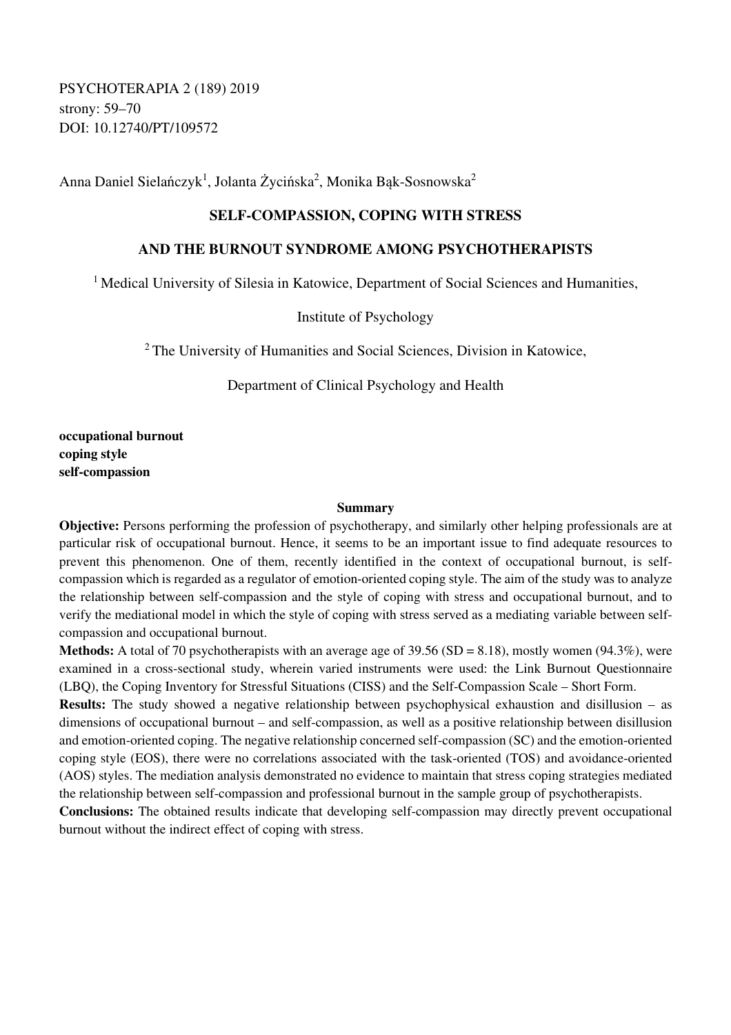PSYCHOTERAPIA 2 (189) 2019
strony: 59–70
DOI: 10.12740/PT/109572

Anna Daniel Sielańczyk[1], Jolanta Życińska[2], Monika Bąk-Sosnowska[2]

# SELF-COMPASSION, COPING WITH STRESS AND THE BURNOUT SYNDROME AMONG PSYCHOTHERAPISTS

[1] Medical University of Silesia in Katowice, Department of Social Sciences and Humanities, Institute of Psychology

[2] The University of Humanities and Social Sciences, Division in Katowice, Department of Clinical Psychology and Health

**occupational burnout**
**coping style**
**self-compassion**

## Summary

**Objective:** Persons performing the profession of psychotherapy, and similarly other helping professionals are at particular risk of occupational burnout. Hence, it seems to be an important issue to find adequate resources to prevent this phenomenon. One of them, recently identified in the context of occupational burnout, is self-compassion which is regarded as a regulator of emotion-oriented coping style. The aim of the study was to analyze the relationship between self-compassion and the style of coping with stress and occupational burnout, and to verify the mediational model in which the style of coping with stress served as a mediating variable between self-compassion and occupational burnout.

**Methods:** A total of 70 psychotherapists with an average age of 39.56 (SD = 8.18), mostly women (94.3%), were examined in a cross-sectional study, wherein varied instruments were used: the Link Burnout Questionnaire (LBQ), the Coping Inventory for Stressful Situations (CISS) and the Self-Compassion Scale – Short Form.

**Results:** The study showed a negative relationship between psychophysical exhaustion and disillusion – as dimensions of occupational burnout – and self-compassion, as well as a positive relationship between disillusion and emotion-oriented coping. The negative relationship concerned self-compassion (SC) and the emotion-oriented coping style (EOS), there were no correlations associated with the task-oriented (TOS) and avoidance-oriented (AOS) styles. The mediation analysis demonstrated no evidence to maintain that stress coping strategies mediated the relationship between self-compassion and professional burnout in the sample group of psychotherapists.

**Conclusions:** The obtained results indicate that developing self-compassion may directly prevent occupational burnout without the indirect effect of coping with stress.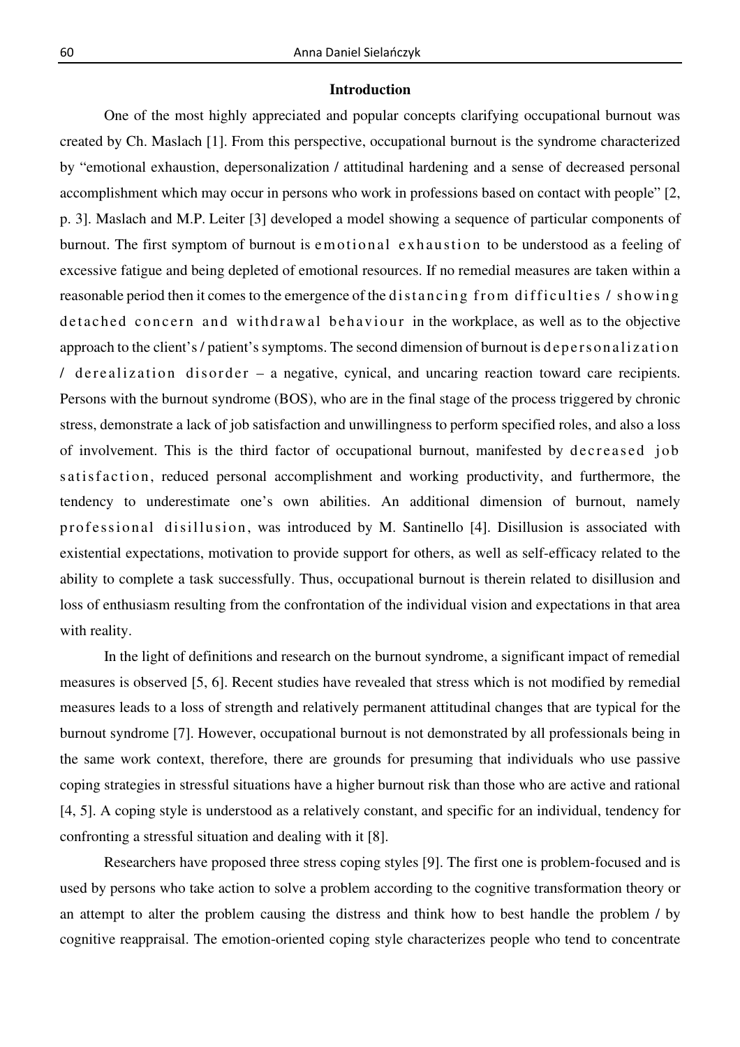## Introduction

One of the most highly appreciated and popular concepts clarifying occupational burnout was created by Ch. Maslach [1]. From this perspective, occupational burnout is the syndrome characterized by "emotional exhaustion, depersonalization / attitudinal hardening and a sense of decreased personal accomplishment which may occur in persons who work in professions based on contact with people" [2, p. 3]. Maslach and M.P. Leiter [3] developed a model showing a sequence of particular components of burnout. The first symptom of burnout is emotional exhaustion to be understood as a feeling of excessive fatigue and being depleted of emotional resources. If no remedial measures are taken within a reasonable period then it comes to the emergence of the distancing from difficulties / showing detached concern and withdrawal behaviour in the workplace, as well as to the objective approach to the client's / patient's symptoms. The second dimension of burnout is depersonalization / derealization disorder – a negative, cynical, and uncaring reaction toward care recipients. Persons with the burnout syndrome (BOS), who are in the final stage of the process triggered by chronic stress, demonstrate a lack of job satisfaction and unwillingness to perform specified roles, and also a loss of involvement. This is the third factor of occupational burnout, manifested by decreased job satisfaction, reduced personal accomplishment and working productivity, and furthermore, the tendency to underestimate one's own abilities. An additional dimension of burnout, namely professional disillusion, was introduced by M. Santinello [4]. Disillusion is associated with existential expectations, motivation to provide support for others, as well as self-efficacy related to the ability to complete a task successfully. Thus, occupational burnout is therein related to disillusion and loss of enthusiasm resulting from the confrontation of the individual vision and expectations in that area with reality.

In the light of definitions and research on the burnout syndrome, a significant impact of remedial measures is observed [5, 6]. Recent studies have revealed that stress which is not modified by remedial measures leads to a loss of strength and relatively permanent attitudinal changes that are typical for the burnout syndrome [7]. However, occupational burnout is not demonstrated by all professionals being in the same work context, therefore, there are grounds for presuming that individuals who use passive coping strategies in stressful situations have a higher burnout risk than those who are active and rational [4, 5]. A coping style is understood as a relatively constant, and specific for an individual, tendency for confronting a stressful situation and dealing with it [8].

Researchers have proposed three stress coping styles [9]. The first one is problem-focused and is used by persons who take action to solve a problem according to the cognitive transformation theory or an attempt to alter the problem causing the distress and think how to best handle the problem / by cognitive reappraisal. The emotion-oriented coping style characterizes people who tend to concentrate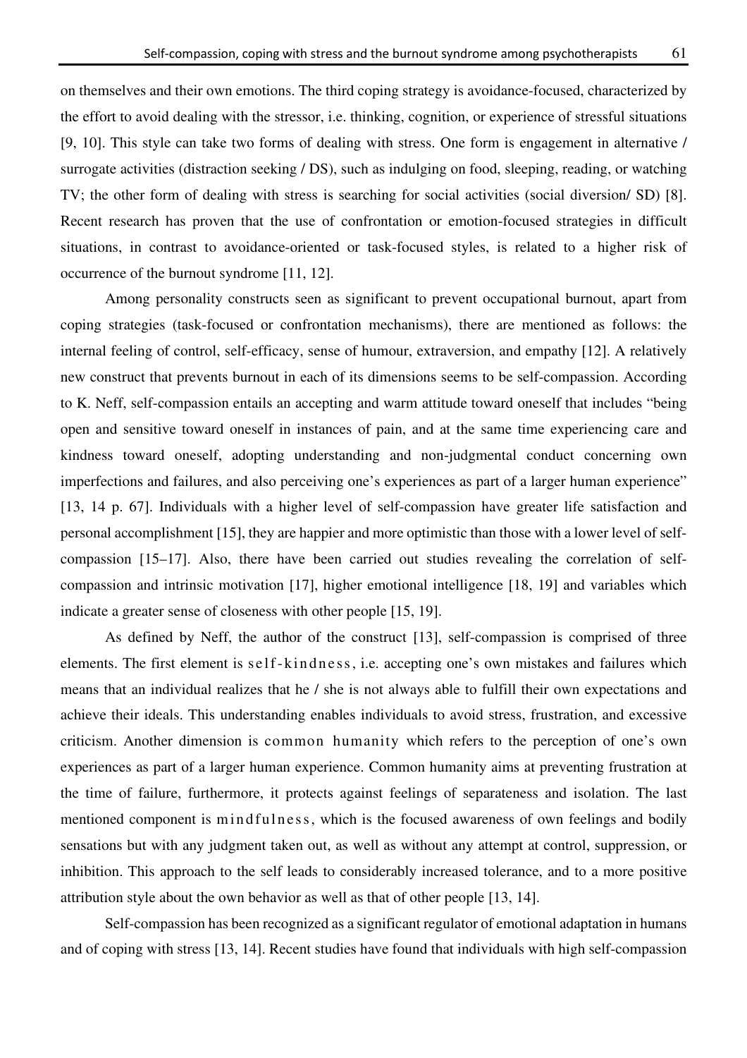on themselves and their own emotions. The third coping strategy is avoidance-focused, characterized by the effort to avoid dealing with the stressor, i.e. thinking, cognition, or experience of stressful situations [9, 10]. This style can take two forms of dealing with stress. One form is engagement in alternative / surrogate activities (distraction seeking / DS), such as indulging on food, sleeping, reading, or watching TV; the other form of dealing with stress is searching for social activities (social diversion/ SD) [8]. Recent research has proven that the use of confrontation or emotion-focused strategies in difficult situations, in contrast to avoidance-oriented or task-focused styles, is related to a higher risk of occurrence of the burnout syndrome [11, 12].

Among personality constructs seen as significant to prevent occupational burnout, apart from coping strategies (task-focused or confrontation mechanisms), there are mentioned as follows: the internal feeling of control, self-efficacy, sense of humour, extraversion, and empathy [12]. A relatively new construct that prevents burnout in each of its dimensions seems to be self-compassion. According to K. Neff, self-compassion entails an accepting and warm attitude toward oneself that includes "being open and sensitive toward oneself in instances of pain, and at the same time experiencing care and kindness toward oneself, adopting understanding and non-judgmental conduct concerning own imperfections and failures, and also perceiving one's experiences as part of a larger human experience" [13, 14 p. 67]. Individuals with a higher level of self-compassion have greater life satisfaction and personal accomplishment [15], they are happier and more optimistic than those with a lower level of self-compassion [15–17]. Also, there have been carried out studies revealing the correlation of self-compassion and intrinsic motivation [17], higher emotional intelligence [18, 19] and variables which indicate a greater sense of closeness with other people [15, 19].

As defined by Neff, the author of the construct [13], self-compassion is comprised of three elements. The first element is self-kindness, i.e. accepting one's own mistakes and failures which means that an individual realizes that he / she is not always able to fulfill their own expectations and achieve their ideals. This understanding enables individuals to avoid stress, frustration, and excessive criticism. Another dimension is common humanity which refers to the perception of one's own experiences as part of a larger human experience. Common humanity aims at preventing frustration at the time of failure, furthermore, it protects against feelings of separateness and isolation. The last mentioned component is mindfulness, which is the focused awareness of own feelings and bodily sensations but with any judgment taken out, as well as without any attempt at control, suppression, or inhibition. This approach to the self leads to considerably increased tolerance, and to a more positive attribution style about the own behavior as well as that of other people [13, 14].

Self-compassion has been recognized as a significant regulator of emotional adaptation in humans and of coping with stress [13, 14]. Recent studies have found that individuals with high self-compassion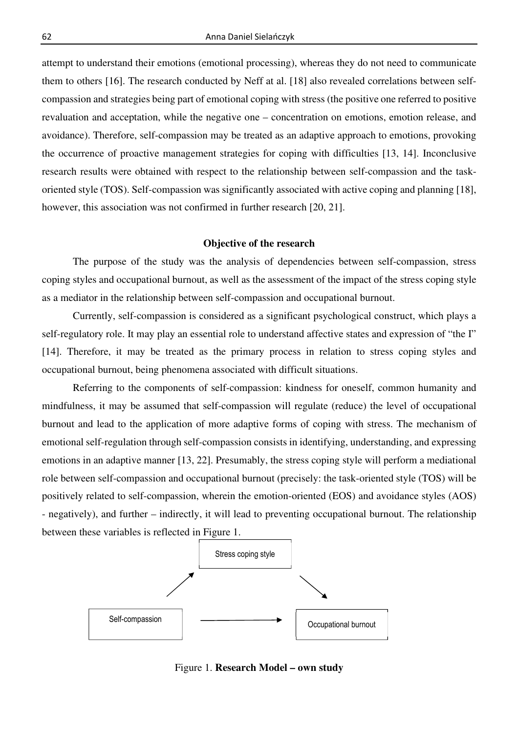attempt to understand their emotions (emotional processing), whereas they do not need to communicate them to others [16]. The research conducted by Neff at al. [18] also revealed correlations between self-compassion and strategies being part of emotional coping with stress (the positive one referred to positive revaluation and acceptation, while the negative one – concentration on emotions, emotion release, and avoidance). Therefore, self-compassion may be treated as an adaptive approach to emotions, provoking the occurrence of proactive management strategies for coping with difficulties [13, 14]. Inconclusive research results were obtained with respect to the relationship between self-compassion and the task-oriented style (TOS). Self-compassion was significantly associated with active coping and planning [18], however, this association was not confirmed in further research [20, 21].

## Objective of the research

The purpose of the study was the analysis of dependencies between self-compassion, stress coping styles and occupational burnout, as well as the assessment of the impact of the stress coping style as a mediator in the relationship between self-compassion and occupational burnout.

Currently, self-compassion is considered as a significant psychological construct, which plays a self-regulatory role. It may play an essential role to understand affective states and expression of "the I" [14]. Therefore, it may be treated as the primary process in relation to stress coping styles and occupational burnout, being phenomena associated with difficult situations.

Referring to the components of self-compassion: kindness for oneself, common humanity and mindfulness, it may be assumed that self-compassion will regulate (reduce) the level of occupational burnout and lead to the application of more adaptive forms of coping with stress. The mechanism of emotional self-regulation through self-compassion consists in identifying, understanding, and expressing emotions in an adaptive manner [13, 22]. Presumably, the stress coping style will perform a mediational role between self-compassion and occupational burnout (precisely: the task-oriented style (TOS) will be positively related to self-compassion, wherein the emotion-oriented (EOS) and avoidance styles (AOS) - negatively), and further – indirectly, it will lead to preventing occupational burnout. The relationship between these variables is reflected in Figure 1.

Stress coping style

Self-compassion

Occupational burnout

Figure 1. **Research Model – own study**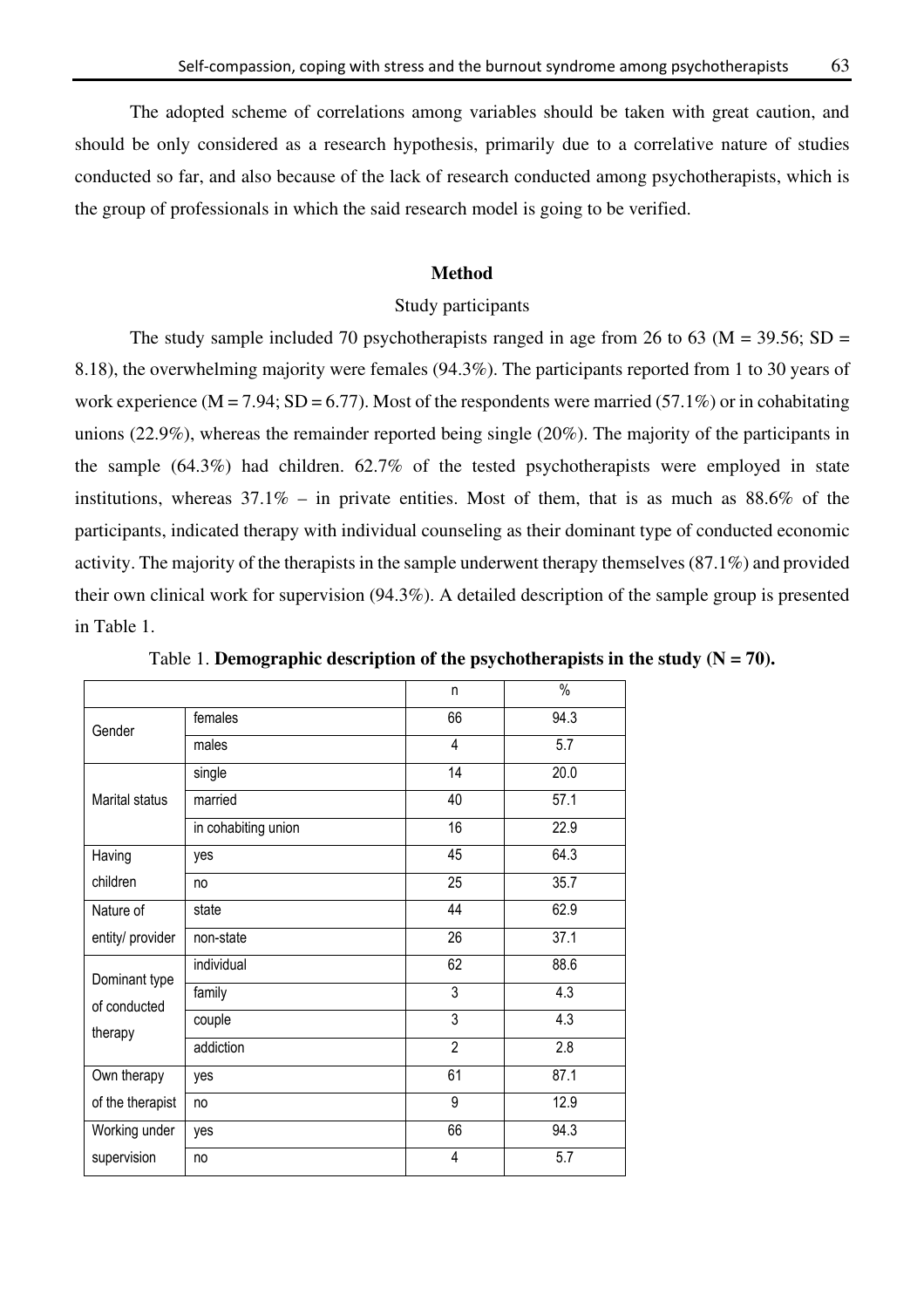The adopted scheme of correlations among variables should be taken with great caution, and should be only considered as a research hypothesis, primarily due to a correlative nature of studies conducted so far, and also because of the lack of research conducted among psychotherapists, which is the group of professionals in which the said research model is going to be verified.

## Method

### Study participants

The study sample included 70 psychotherapists ranged in age from 26 to 63 ($M = 39.56$; $SD = 8.18$), the overwhelming majority were females (94.3%). The participants reported from 1 to 30 years of work experience ($M = 7.94$; $SD = 6.77$). Most of the respondents were married (57.1%) or in cohabitating unions (22.9%), whereas the remainder reported being single (20%). The majority of the participants in the sample (64.3%) had children. 62.7% of the tested psychotherapists were employed in state institutions, whereas 37.1% – in private entities. Most of them, that is as much as 88.6% of the participants, indicated therapy with individual counseling as their dominant type of conducted economic activity. The majority of the therapists in the sample underwent therapy themselves (87.1%) and provided their own clinical work for supervision (94.3%). A detailed description of the sample group is presented in Table 1.

Table 1. **Demographic description of the psychotherapists in the study (N = 70).**

| | | n | % |
|---|---|---|---|
| Gender | females | 66 | 94.3 |
| | males | 4 | 5.7 |
| Marital status | single | 14 | 20.0 |
| | married | 40 | 57.1 |
| | in cohabiting union | 16 | 22.9 |
| Having children | yes | 45 | 64.3 |
| | no | 25 | 35.7 |
| Nature of entity/ provider | state | 44 | 62.9 |
| | non-state | 26 | 37.1 |
| Dominant type of conducted therapy | individual | 62 | 88.6 |
| | family | 3 | 4.3 |
| | couple | 3 | 4.3 |
| | addiction | 2 | 2.8 |
| Own therapy of the therapist | yes | 61 | 87.1 |
| | no | 9 | 12.9 |
| Working under supervision | yes | 66 | 94.3 |
| | no | 4 | 5.7 |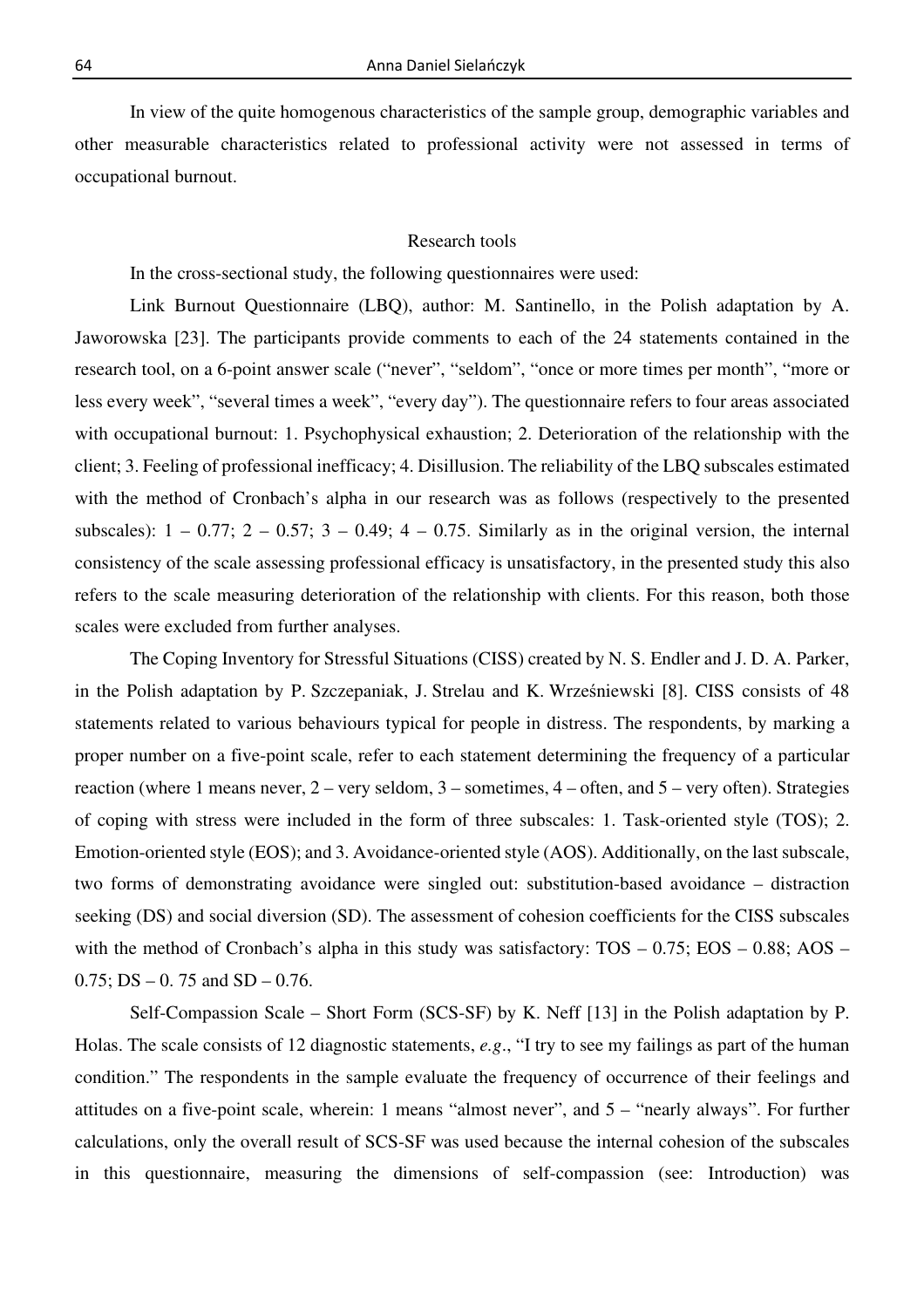In view of the quite homogenous characteristics of the sample group, demographic variables and other measurable characteristics related to professional activity were not assessed in terms of occupational burnout.

### Research tools

In the cross-sectional study, the following questionnaires were used:

Link Burnout Questionnaire (LBQ), author: M. Santinello, in the Polish adaptation by A. Jaworowska [23]. The participants provide comments to each of the 24 statements contained in the research tool, on a 6-point answer scale ("never", "seldom", "once or more times per month", "more or less every week", "several times a week", "every day"). The questionnaire refers to four areas associated with occupational burnout: 1. Psychophysical exhaustion; 2. Deterioration of the relationship with the client; 3. Feeling of professional inefficacy; 4. Disillusion. The reliability of the LBQ subscales estimated with the method of Cronbach's alpha in our research was as follows (respectively to the presented subscales): 1 – 0.77; 2 – 0.57; 3 – 0.49; 4 – 0.75. Similarly as in the original version, the internal consistency of the scale assessing professional efficacy is unsatisfactory, in the presented study this also refers to the scale measuring deterioration of the relationship with clients. For this reason, both those scales were excluded from further analyses.

The Coping Inventory for Stressful Situations (CISS) created by N. S. Endler and J. D. A. Parker, in the Polish adaptation by P. Szczepaniak, J. Strelau and K. Wrześniewski [8]. CISS consists of 48 statements related to various behaviours typical for people in distress. The respondents, by marking a proper number on a five-point scale, refer to each statement determining the frequency of a particular reaction (where 1 means never, 2 – very seldom, 3 – sometimes, 4 – often, and 5 – very often). Strategies of coping with stress were included in the form of three subscales: 1. Task-oriented style (TOS); 2. Emotion-oriented style (EOS); and 3. Avoidance-oriented style (AOS). Additionally, on the last subscale, two forms of demonstrating avoidance were singled out: substitution-based avoidance – distraction seeking (DS) and social diversion (SD). The assessment of cohesion coefficients for the CISS subscales with the method of Cronbach's alpha in this study was satisfactory: TOS – 0.75; EOS – 0.88; AOS – 0.75; DS – 0. 75 and SD – 0.76.

Self-Compassion Scale – Short Form (SCS-SF) by K. Neff [13] in the Polish adaptation by P. Holas. The scale consists of 12 diagnostic statements, *e.g*., "I try to see my failings as part of the human condition." The respondents in the sample evaluate the frequency of occurrence of their feelings and attitudes on a five-point scale, wherein: 1 means "almost never", and 5 – "nearly always". For further calculations, only the overall result of SCS-SF was used because the internal cohesion of the subscales in this questionnaire, measuring the dimensions of self-compassion (see: Introduction) was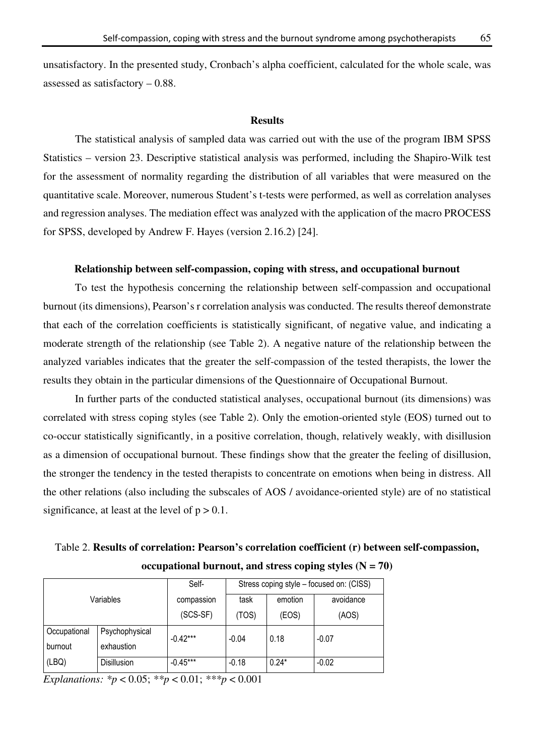unsatisfactory. In the presented study, Cronbach's alpha coefficient, calculated for the whole scale, was assessed as satisfactory – 0.88.

## Results

The statistical analysis of sampled data was carried out with the use of the program IBM SPSS Statistics – version 23. Descriptive statistical analysis was performed, including the Shapiro-Wilk test for the assessment of normality regarding the distribution of all variables that were measured on the quantitative scale. Moreover, numerous Student's t-tests were performed, as well as correlation analyses and regression analyses. The mediation effect was analyzed with the application of the macro PROCESS for SPSS, developed by Andrew F. Hayes (version 2.16.2) [24].

### Relationship between self-compassion, coping with stress, and occupational burnout

To test the hypothesis concerning the relationship between self-compassion and occupational burnout (its dimensions), Pearson's r correlation analysis was conducted. The results thereof demonstrate that each of the correlation coefficients is statistically significant, of negative value, and indicating a moderate strength of the relationship (see Table 2). A negative nature of the relationship between the analyzed variables indicates that the greater the self-compassion of the tested therapists, the lower the results they obtain in the particular dimensions of the Questionnaire of Occupational Burnout.

In further parts of the conducted statistical analyses, occupational burnout (its dimensions) was correlated with stress coping styles (see Table 2). Only the emotion-oriented style (EOS) turned out to co-occur statistically significantly, in a positive correlation, though, relatively weakly, with disillusion as a dimension of occupational burnout. These findings show that the greater the feeling of disillusion, the stronger the tendency in the tested therapists to concentrate on emotions when being in distress. All the other relations (also including the subscales of AOS / avoidance-oriented style) are of no statistical significance, at least at the level of $p > 0.1$.

Table 2. **Results of correlation: Pearson's correlation coefficient (r) between self-compassion, occupational burnout, and stress coping styles (N = 70)**

| Variables | | Self-compassion (SCS-SF) | Stress coping style – focused on: (CISS) | | |
|---|---|---|---|---|---|
| | | | task (TOS) | emotion (EOS) | avoidance (AOS) |
| Occupational burnout (LBQ) | Psychophysical exhaustion | -0.42*** | -0.04 | 0.18 | -0.07 |
| | Disillusion | -0.45*** | -0.18 | 0.24* | -0.02 |

*Explanations:* $*p < 0.05$; $**p < 0.01$; $***p < 0.001$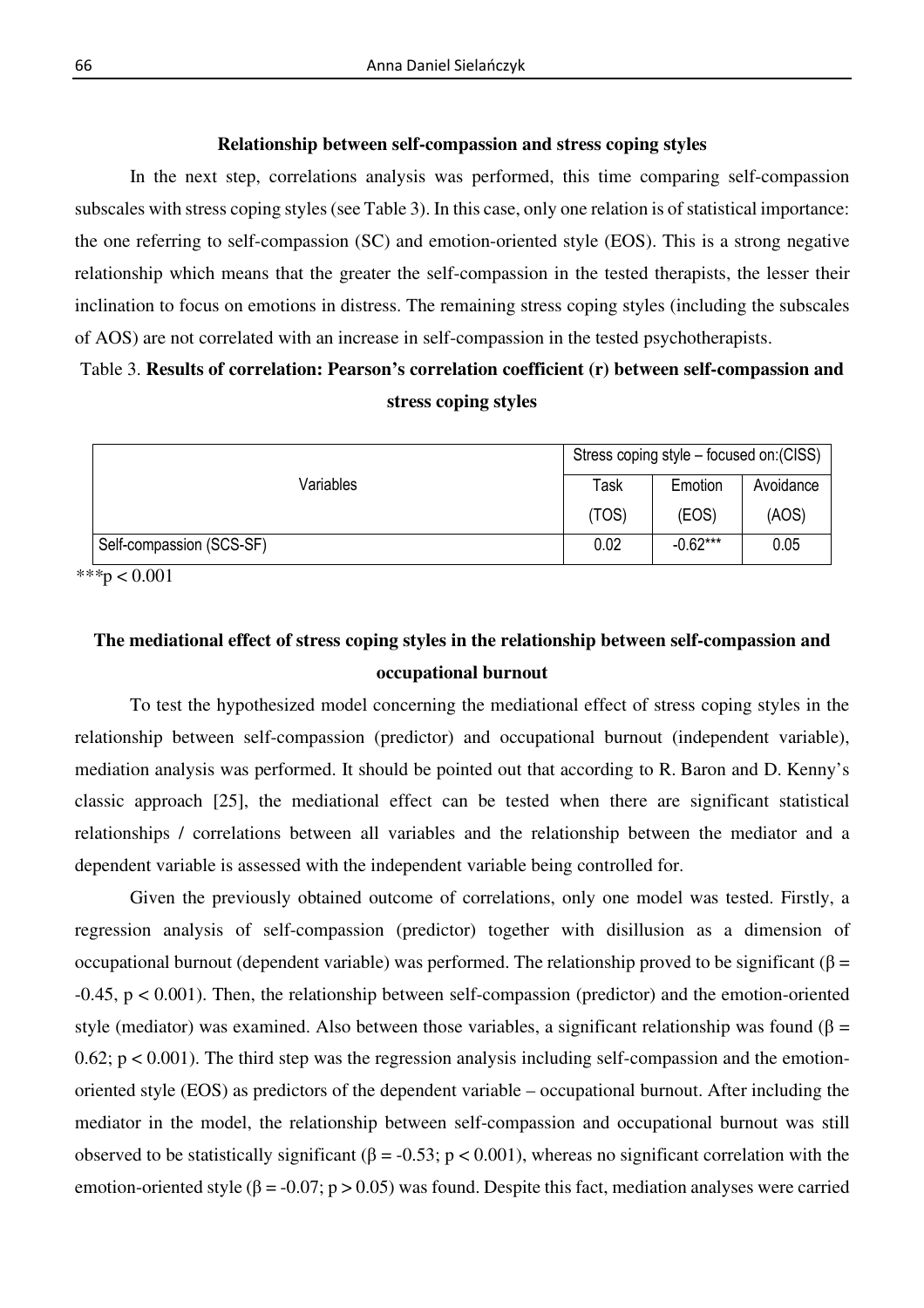### Relationship between self-compassion and stress coping styles

In the next step, correlations analysis was performed, this time comparing self-compassion subscales with stress coping styles (see Table 3). In this case, only one relation is of statistical importance: the one referring to self-compassion (SC) and emotion-oriented style (EOS). This is a strong negative relationship which means that the greater the self-compassion in the tested therapists, the lesser their inclination to focus on emotions in distress. The remaining stress coping styles (including the subscales of AOS) are not correlated with an increase in self-compassion in the tested psychotherapists.

Table 3. **Results of correlation: Pearson's correlation coefficient (r) between self-compassion and stress coping styles**

| Variables | Stress coping style – focused on:(CISS) | | |
|---|---|---|---|
| | Task (TOS) | Emotion (EOS) | Avoidance (AOS) |
| Self-compassion (SCS-SF) | 0.02 | -0.62*** | 0.05 |

***$p < 0.001$

### The mediational effect of stress coping styles in the relationship between self-compassion and occupational burnout

To test the hypothesized model concerning the mediational effect of stress coping styles in the relationship between self-compassion (predictor) and occupational burnout (independent variable), mediation analysis was performed. It should be pointed out that according to R. Baron and D. Kenny's classic approach [25], the mediational effect can be tested when there are significant statistical relationships / correlations between all variables and the relationship between the mediator and a dependent variable is assessed with the independent variable being controlled for.

Given the previously obtained outcome of correlations, only one model was tested. Firstly, a regression analysis of self-compassion (predictor) together with disillusion as a dimension of occupational burnout (dependent variable) was performed. The relationship proved to be significant ($\beta = -0.45$, $p < 0.001$). Then, the relationship between self-compassion (predictor) and the emotion-oriented style (mediator) was examined. Also between those variables, a significant relationship was found ($\beta = 0.62$; $p < 0.001$). The third step was the regression analysis including self-compassion and the emotion-oriented style (EOS) as predictors of the dependent variable – occupational burnout. After including the mediator in the model, the relationship between self-compassion and occupational burnout was still observed to be statistically significant ($\beta = -0.53$; $p < 0.001$), whereas no significant correlation with the emotion-oriented style ($\beta = -0.07$; $p > 0.05$) was found. Despite this fact, mediation analyses were carried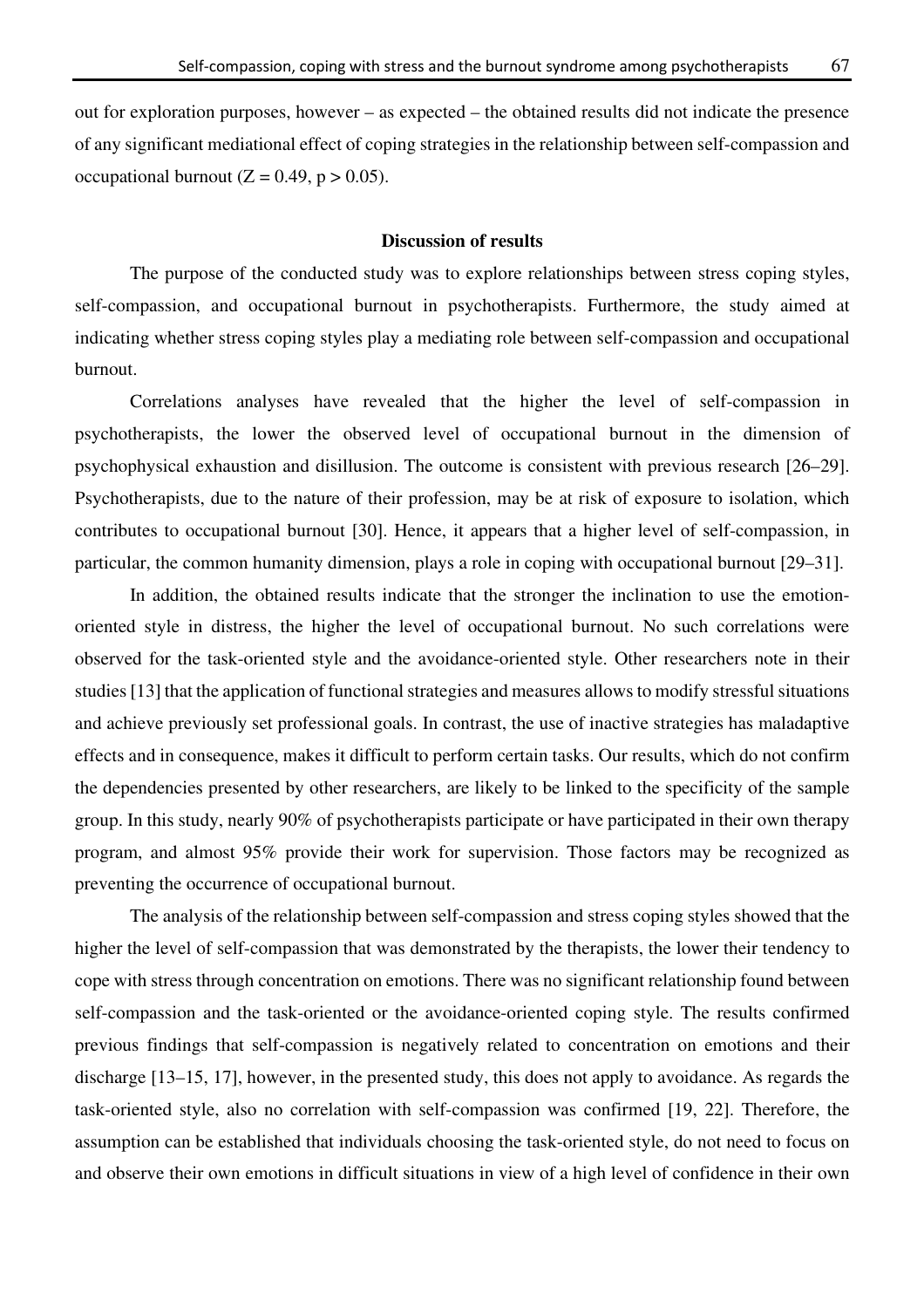out for exploration purposes, however – as expected – the obtained results did not indicate the presence of any significant mediational effect of coping strategies in the relationship between self-compassion and occupational burnout ($Z = 0.49$, $p > 0.05$).

## Discussion of results

The purpose of the conducted study was to explore relationships between stress coping styles, self-compassion, and occupational burnout in psychotherapists. Furthermore, the study aimed at indicating whether stress coping styles play a mediating role between self-compassion and occupational burnout.

Correlations analyses have revealed that the higher the level of self-compassion in psychotherapists, the lower the observed level of occupational burnout in the dimension of psychophysical exhaustion and disillusion. The outcome is consistent with previous research [26–29]. Psychotherapists, due to the nature of their profession, may be at risk of exposure to isolation, which contributes to occupational burnout [30]. Hence, it appears that a higher level of self-compassion, in particular, the common humanity dimension, plays a role in coping with occupational burnout [29–31].

In addition, the obtained results indicate that the stronger the inclination to use the emotion-oriented style in distress, the higher the level of occupational burnout. No such correlations were observed for the task-oriented style and the avoidance-oriented style. Other researchers note in their studies [13] that the application of functional strategies and measures allows to modify stressful situations and achieve previously set professional goals. In contrast, the use of inactive strategies has maladaptive effects and in consequence, makes it difficult to perform certain tasks. Our results, which do not confirm the dependencies presented by other researchers, are likely to be linked to the specificity of the sample group. In this study, nearly 90% of psychotherapists participate or have participated in their own therapy program, and almost 95% provide their work for supervision. Those factors may be recognized as preventing the occurrence of occupational burnout.

The analysis of the relationship between self-compassion and stress coping styles showed that the higher the level of self-compassion that was demonstrated by the therapists, the lower their tendency to cope with stress through concentration on emotions. There was no significant relationship found between self-compassion and the task-oriented or the avoidance-oriented coping style. The results confirmed previous findings that self-compassion is negatively related to concentration on emotions and their discharge [13–15, 17], however, in the presented study, this does not apply to avoidance. As regards the task-oriented style, also no correlation with self-compassion was confirmed [19, 22]. Therefore, the assumption can be established that individuals choosing the task-oriented style, do not need to focus on and observe their own emotions in difficult situations in view of a high level of confidence in their own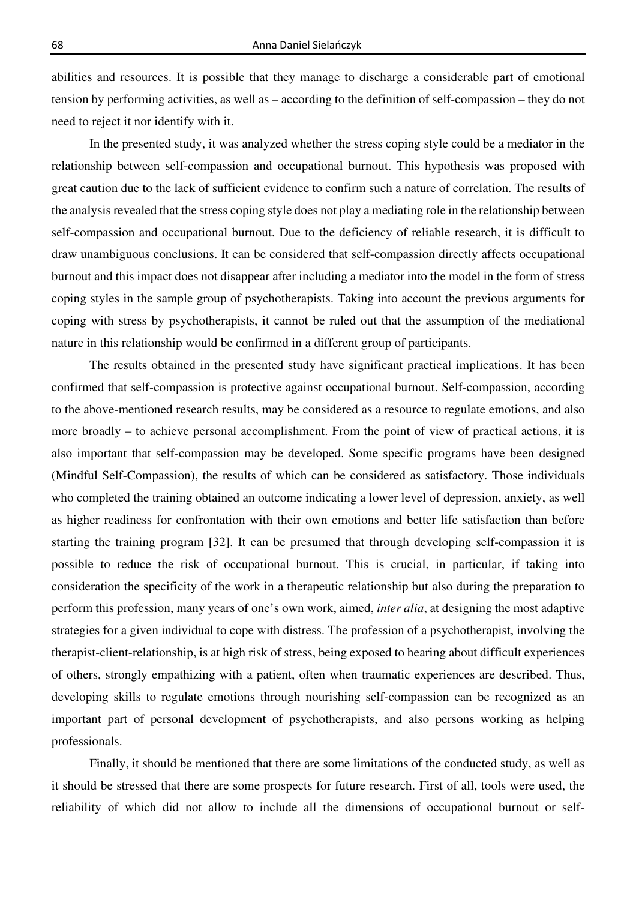abilities and resources. It is possible that they manage to discharge a considerable part of emotional tension by performing activities, as well as – according to the definition of self-compassion – they do not need to reject it nor identify with it.

In the presented study, it was analyzed whether the stress coping style could be a mediator in the relationship between self-compassion and occupational burnout. This hypothesis was proposed with great caution due to the lack of sufficient evidence to confirm such a nature of correlation. The results of the analysis revealed that the stress coping style does not play a mediating role in the relationship between self-compassion and occupational burnout. Due to the deficiency of reliable research, it is difficult to draw unambiguous conclusions. It can be considered that self-compassion directly affects occupational burnout and this impact does not disappear after including a mediator into the model in the form of stress coping styles in the sample group of psychotherapists. Taking into account the previous arguments for coping with stress by psychotherapists, it cannot be ruled out that the assumption of the mediational nature in this relationship would be confirmed in a different group of participants.

The results obtained in the presented study have significant practical implications. It has been confirmed that self-compassion is protective against occupational burnout. Self-compassion, according to the above-mentioned research results, may be considered as a resource to regulate emotions, and also more broadly – to achieve personal accomplishment. From the point of view of practical actions, it is also important that self-compassion may be developed. Some specific programs have been designed (Mindful Self-Compassion), the results of which can be considered as satisfactory. Those individuals who completed the training obtained an outcome indicating a lower level of depression, anxiety, as well as higher readiness for confrontation with their own emotions and better life satisfaction than before starting the training program [32]. It can be presumed that through developing self-compassion it is possible to reduce the risk of occupational burnout. This is crucial, in particular, if taking into consideration the specificity of the work in a therapeutic relationship but also during the preparation to perform this profession, many years of one's own work, aimed, *inter alia*, at designing the most adaptive strategies for a given individual to cope with distress. The profession of a psychotherapist, involving the therapist-client-relationship, is at high risk of stress, being exposed to hearing about difficult experiences of others, strongly empathizing with a patient, often when traumatic experiences are described. Thus, developing skills to regulate emotions through nourishing self-compassion can be recognized as an important part of personal development of psychotherapists, and also persons working as helping professionals.

Finally, it should be mentioned that there are some limitations of the conducted study, as well as it should be stressed that there are some prospects for future research. First of all, tools were used, the reliability of which did not allow to include all the dimensions of occupational burnout or self-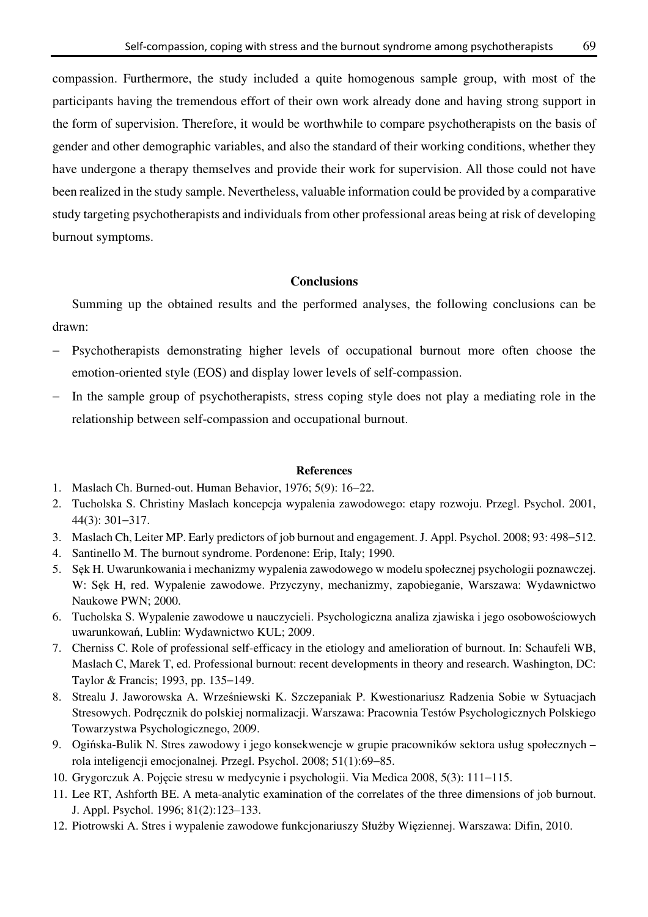compassion. Furthermore, the study included a quite homogenous sample group, with most of the participants having the tremendous effort of their own work already done and having strong support in the form of supervision. Therefore, it would be worthwhile to compare psychotherapists on the basis of gender and other demographic variables, and also the standard of their working conditions, whether they have undergone a therapy themselves and provide their work for supervision. All those could not have been realized in the study sample. Nevertheless, valuable information could be provided by a comparative study targeting psychotherapists and individuals from other professional areas being at risk of developing burnout symptoms.

## Conclusions

Summing up the obtained results and the performed analyses, the following conclusions can be drawn:

- Psychotherapists demonstrating higher levels of occupational burnout more often choose the emotion-oriented style (EOS) and display lower levels of self-compassion.
- In the sample group of psychotherapists, stress coping style does not play a mediating role in the relationship between self-compassion and occupational burnout.

## References

1. Maslach Ch. Burned-out. Human Behavior, 1976; 5(9): 16−22.
2. Tucholska S. Christiny Maslach koncepcja wypalenia zawodowego: etapy rozwoju. Przegl. Psychol. 2001, 44(3): 301−317.
3. Maslach Ch, Leiter MP. Early predictors of job burnout and engagement. J. Appl. Psychol. 2008; 93: 498−512.
4. Santinello M. The burnout syndrome. Pordenone: Erip, Italy; 1990.
5. Sęk H. Uwarunkowania i mechanizmy wypalenia zawodowego w modelu społecznej psychologii poznawczej. W: Sęk H, red. Wypalenie zawodowe. Przyczyny, mechanizmy, zapobieganie, Warszawa: Wydawnictwo Naukowe PWN; 2000.
6. Tucholska S. Wypalenie zawodowe u nauczycieli. Psychologiczna analiza zjawiska i jego osobowościowych uwarunkowań, Lublin: Wydawnictwo KUL; 2009.
7. Cherniss C. Role of professional self-efficacy in the etiology and amelioration of burnout. In: Schaufeli WB, Maslach C, Marek T, ed. Professional burnout: recent developments in theory and research. Washington, DC: Taylor & Francis; 1993, pp. 135−149.
8. Strealu J. Jaworowska A. Wrześniewski K. Szczepaniak P. Kwestionariusz Radzenia Sobie w Sytuacjach Stresowych. Podręcznik do polskiej normalizacji. Warszawa: Pracownia Testów Psychologicznych Polskiego Towarzystwa Psychologicznego, 2009.
9. Ogińska-Bulik N. Stres zawodowy i jego konsekwencje w grupie pracowników sektora usług społecznych – rola inteligencji emocjonalnej. Przegl. Psychol. 2008; 51(1):69−85.
10. Grygorczuk A. Pojęcie stresu w medycynie i psychologii. Via Medica 2008, 5(3): 111−115.
11. Lee RT, Ashforth BE. A meta-analytic examination of the correlates of the three dimensions of job burnout. J. Appl. Psychol. 1996; 81(2):123–133.
12. Piotrowski A. Stres i wypalenie zawodowe funkcjonariuszy Służby Więziennej. Warszawa: Difin, 2010.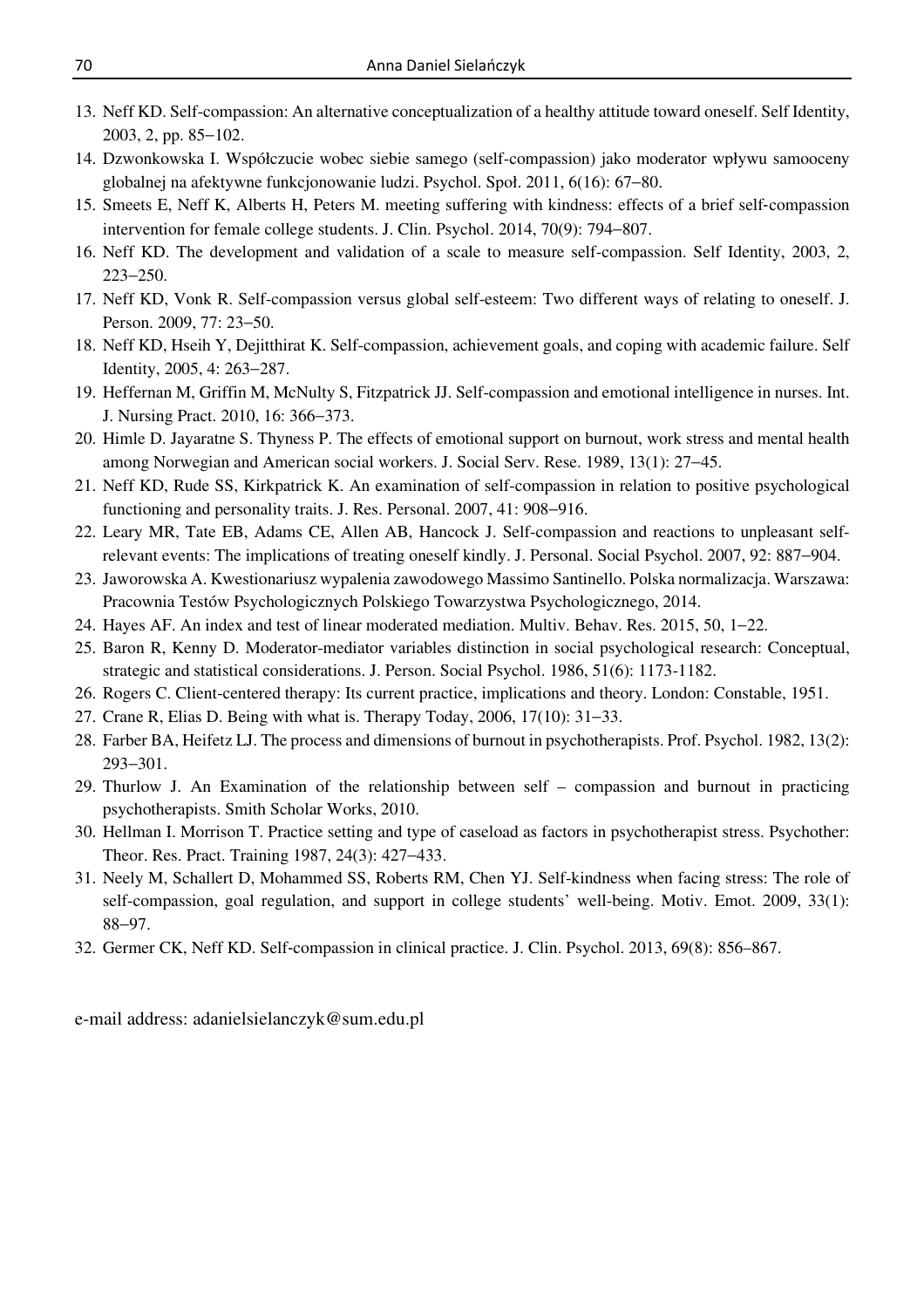13. Neff KD. Self-compassion: An alternative conceptualization of a healthy attitude toward oneself. Self Identity, 2003, 2, pp. 85–102.
14. Dzwonkowska I. Współczucie wobec siebie samego (self-compassion) jako moderator wpływu samooceny globalnej na afektywne funkcjonowanie ludzi. Psychol. Społ. 2011, 6(16): 67–80.
15. Smeets E, Neff K, Alberts H, Peters M. meeting suffering with kindness: effects of a brief self-compassion intervention for female college students. J. Clin. Psychol. 2014, 70(9): 794–807.
16. Neff KD. The development and validation of a scale to measure self-compassion. Self Identity, 2003, 2, 223–250.
17. Neff KD, Vonk R. Self-compassion versus global self-esteem: Two different ways of relating to oneself. J. Person. 2009, 77: 23–50.
18. Neff KD, Hseih Y, Dejitthirat K. Self-compassion, achievement goals, and coping with academic failure. Self Identity, 2005, 4: 263–287.
19. Heffernan M, Griffin M, McNulty S, Fitzpatrick JJ. Self-compassion and emotional intelligence in nurses. Int. J. Nursing Pract. 2010, 16: 366–373.
20. Himle D. Jayaratne S. Thyness P. The effects of emotional support on burnout, work stress and mental health among Norwegian and American social workers. J. Social Serv. Rese. 1989, 13(1): 27–45.
21. Neff KD, Rude SS, Kirkpatrick K. An examination of self-compassion in relation to positive psychological functioning and personality traits. J. Res. Personal. 2007, 41: 908–916.
22. Leary MR, Tate EB, Adams CE, Allen AB, Hancock J. Self-compassion and reactions to unpleasant self-relevant events: The implications of treating oneself kindly. J. Personal. Social Psychol. 2007, 92: 887–904.
23. Jaworowska A. Kwestionariusz wypalenia zawodowego Massimo Santinello. Polska normalizacja. Warszawa: Pracownia Testów Psychologicznych Polskiego Towarzystwa Psychologicznego, 2014.
24. Hayes AF. An index and test of linear moderated mediation. Multiv. Behav. Res. 2015, 50, 1–22.
25. Baron R, Kenny D. Moderator-mediator variables distinction in social psychological research: Conceptual, strategic and statistical considerations. J. Person. Social Psychol. 1986, 51(6): 1173-1182.
26. Rogers C. Client-centered therapy: Its current practice, implications and theory. London: Constable, 1951.
27. Crane R, Elias D. Being with what is. Therapy Today, 2006, 17(10): 31–33.
28. Farber BA, Heifetz LJ. The process and dimensions of burnout in psychotherapists. Prof. Psychol. 1982, 13(2): 293–301.
29. Thurlow J. An Examination of the relationship between self – compassion and burnout in practicing psychotherapists. Smith Scholar Works, 2010.
30. Hellman I. Morrison T. Practice setting and type of caseload as factors in psychotherapist stress. Psychother: Theor. Res. Pract. Training 1987, 24(3): 427–433.
31. Neely M, Schallert D, Mohammed SS, Roberts RM, Chen YJ. Self-kindness when facing stress: The role of self-compassion, goal regulation, and support in college students' well-being. Motiv. Emot. 2009, 33(1): 88–97.
32. Germer CK, Neff KD. Self-compassion in clinical practice. J. Clin. Psychol. 2013, 69(8): 856–867.

e-mail address: adanielsielanczyk@sum.edu.pl